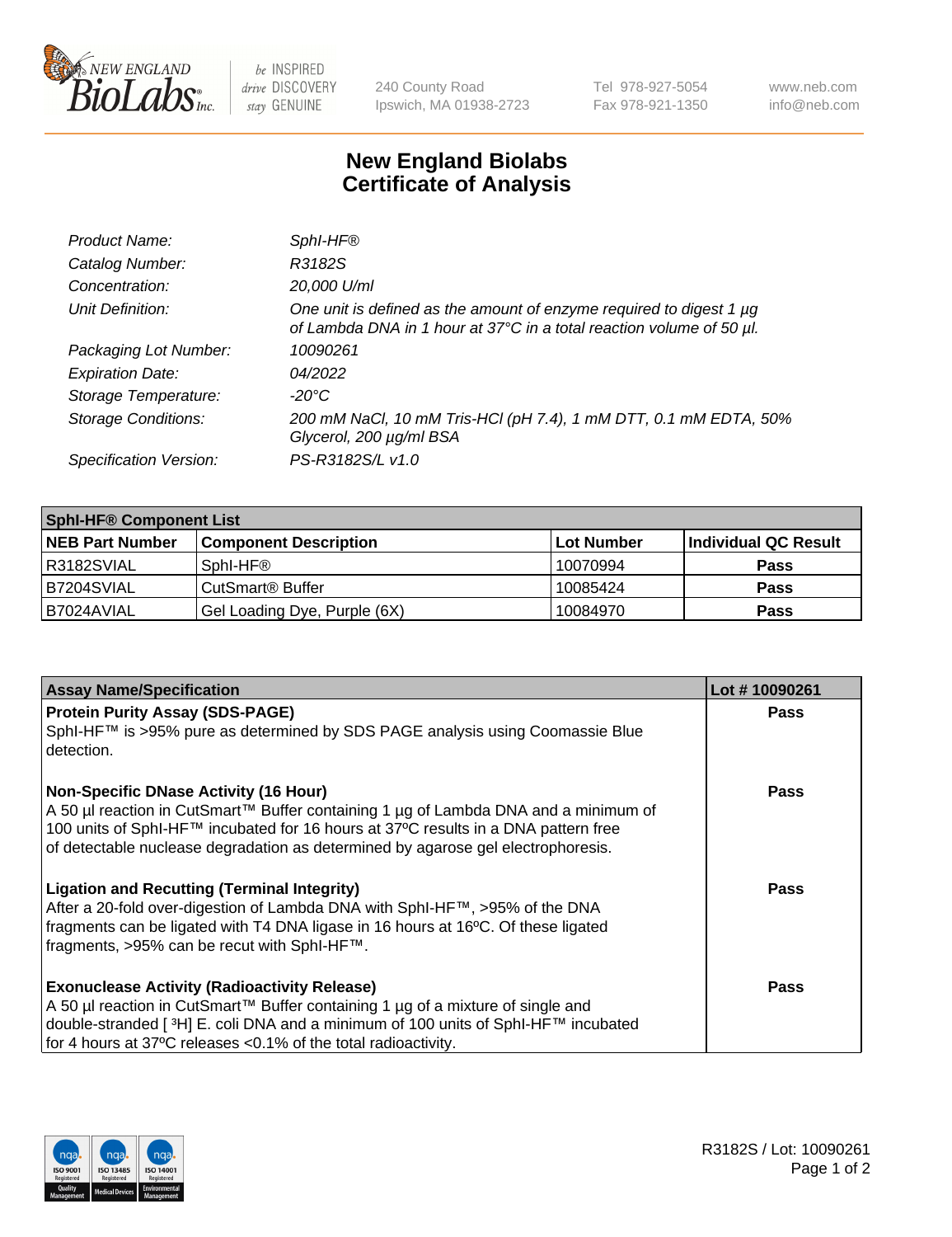NEW ENGLAND BioLabs Inc. — be INSPIRED drive DISCOVERY stay GENUINE

240 County Road
Ipswich, MA 01938-2723

Tel 978-927-5054
Fax 978-921-1350

www.neb.com
info@neb.com

# New England Biolabs
# Certificate of Analysis

| | |
|---|---|
| *Product Name:* | *SphI-HF®* |
| *Catalog Number:* | *R3182S* |
| *Concentration:* | *20,000 U/ml* |
| *Unit Definition:* | *One unit is defined as the amount of enzyme required to digest 1 µg of Lambda DNA in 1 hour at 37°C in a total reaction volume of 50 µl.* |
| *Packaging Lot Number:* | *10090261* |
| *Expiration Date:* | *04/2022* |
| *Storage Temperature:* | *-20°C* |
| *Storage Conditions:* | *200 mM NaCl, 10 mM Tris-HCl (pH 7.4), 1 mM DTT, 0.1 mM EDTA, 50% Glycerol, 200 µg/ml BSA* |
| *Specification Version:* | *PS-R3182S/L v1.0* |

| SphI-HF® Component List | | | |
|---|---|---|---|
| **NEB Part Number** | **Component Description** | **Lot Number** | **Individual QC Result** |
| R3182SVIAL | SphI-HF® | 10070994 | **Pass** |
| B7204SVIAL | CutSmart® Buffer | 10085424 | **Pass** |
| B7024AVIAL | Gel Loading Dye, Purple (6X) | 10084970 | **Pass** |

| Assay Name/Specification | Lot # 10090261 |
|---|---|
| **Protein Purity Assay (SDS-PAGE)** SphI-HF™ is >95% pure as determined by SDS PAGE analysis using Coomassie Blue detection. | **Pass** |
| **Non-Specific DNase Activity (16 Hour)** A 50 µl reaction in CutSmart™ Buffer containing 1 µg of Lambda DNA and a minimum of 100 units of SphI-HF™ incubated for 16 hours at 37ºC results in a DNA pattern free of detectable nuclease degradation as determined by agarose gel electrophoresis. | **Pass** |
| **Ligation and Recutting (Terminal Integrity)** After a 20-fold over-digestion of Lambda DNA with SphI-HF™, >95% of the DNA fragments can be ligated with T4 DNA ligase in 16 hours at 16ºC. Of these ligated fragments, >95% can be recut with SphI-HF™. | **Pass** |
| **Exonuclease Activity (Radioactivity Release)** A 50 µl reaction in CutSmart™ Buffer containing 1 µg of a mixture of single and double-stranded [ $^{3}$H] E. coli DNA and a minimum of 100 units of SphI-HF™ incubated for 4 hours at 37ºC releases <0.1% of the total radioactivity. | **Pass** |

R3182S / Lot: 10090261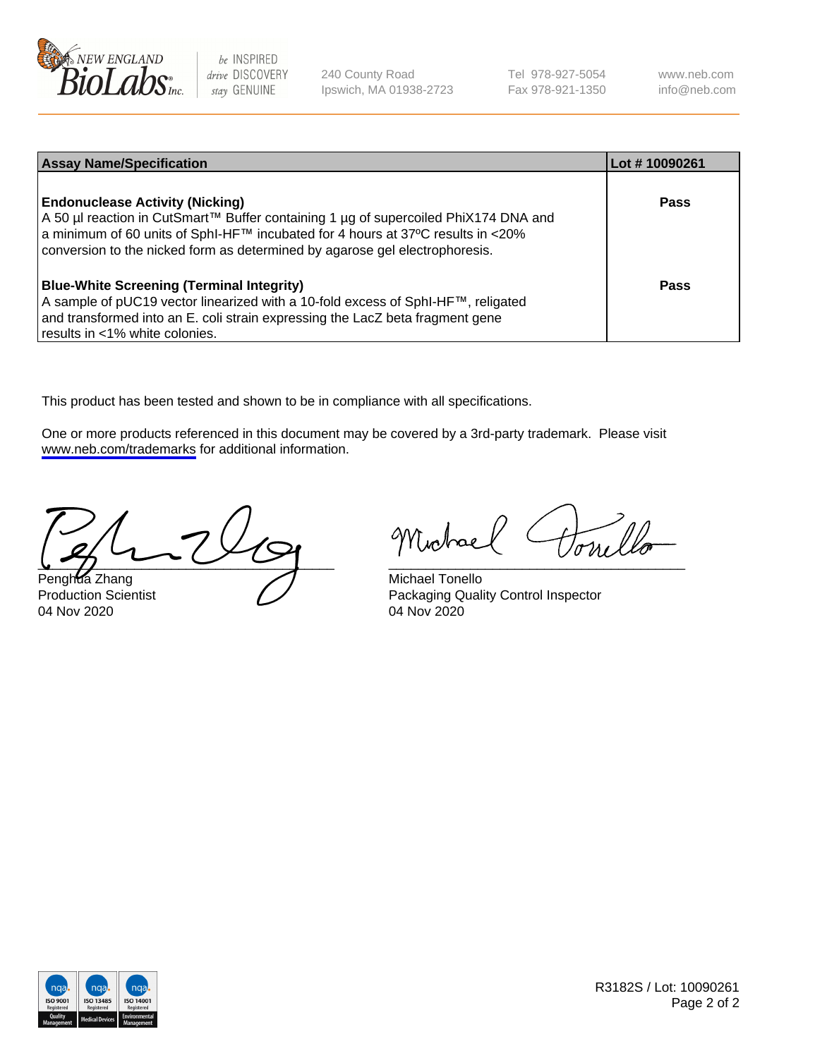NEW ENGLAND BioLabs® Inc. — be INSPIRED drive DISCOVERY stay GENUINE

240 County Road
Ipswich, MA 01938-2723

Tel 978-927-5054
Fax 978-921-1350

www.neb.com
info@neb.com

| Assay Name/Specification | Lot # 10090261 |
|---|---|
| **Endonuclease Activity (Nicking)**<br>A 50 µl reaction in CutSmart™ Buffer containing 1 µg of supercoiled PhiX174 DNA and a minimum of 60 units of SphI-HF™ incubated for 4 hours at 37ºC results in <20% conversion to the nicked form as determined by agarose gel electrophoresis. | **Pass** |
| **Blue-White Screening (Terminal Integrity)**<br>A sample of pUC19 vector linearized with a 10-fold excess of SphI-HF™, religated and transformed into an E. coli strain expressing the LacZ beta fragment gene results in <1% white colonies. | **Pass** |

This product has been tested and shown to be in compliance with all specifications.

One or more products referenced in this document may be covered by a 3rd-party trademark. Please visit www.neb.com/trademarks for additional information.

Penghua Zhang
Production Scientist
04 Nov 2020

Michael Tonello
Packaging Quality Control Inspector
04 Nov 2020

ISO 9001 Registered Quality Management | ISO 13485 Registered Medical Devices | ISO 14001 Registered Environmental Management

R3182S / Lot: 10090261